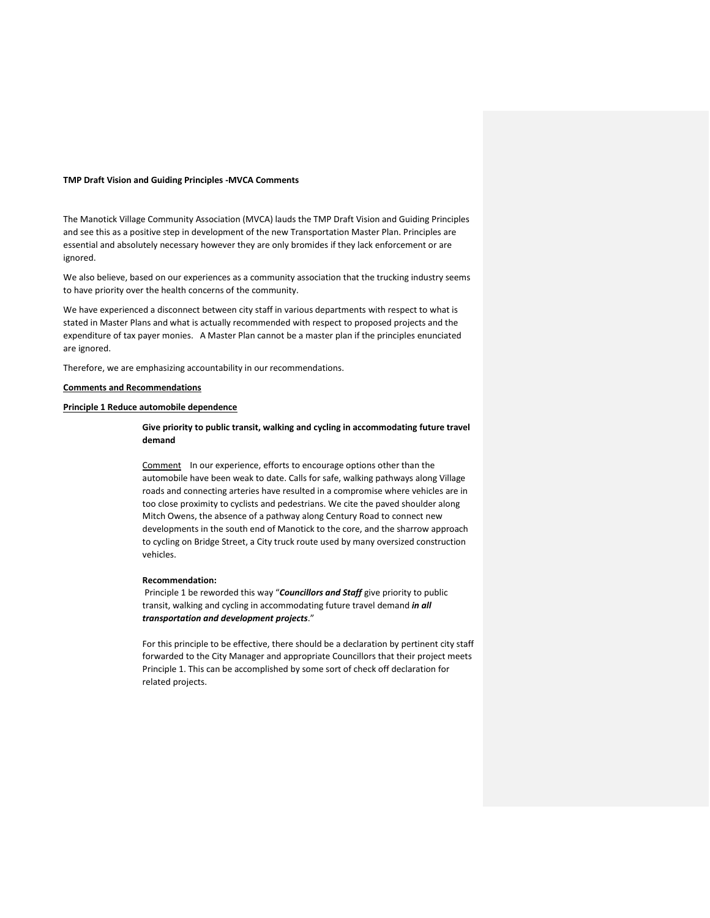**TMP Draft Vision and Guiding Principles -MVCA Comments**

The Manotick Village Community Association (MVCA) lauds the TMP Draft Vision and Guiding Principles and see this as a positive step in development of the new Transportation Master Plan. Principles are essential and absolutely necessary however they are only bromides if they lack enforcement or are ignored.

We also believe, based on our experiences as a community association that the trucking industry seems to have priority over the health concerns of the community.

We have experienced a disconnect between city staff in various departments with respect to what is stated in Master Plans and what is actually recommended with respect to proposed projects and the expenditure of tax payer monies. A Master Plan cannot be a master plan if the principles enunciated are ignored.

Therefore, we are emphasizing accountability in our recommendations.

**Comments and Recommendations**

**Principle 1 Reduce automobile dependence**

**Give priority to public transit, walking and cycling in accommodating future travel demand**

Comment In our experience, efforts to encourage options other than the automobile have been weak to date. Calls for safe, walking pathways along Village roads and connecting arteries have resulted in a compromise where vehicles are in too close proximity to cyclists and pedestrians. We cite the paved shoulder along Mitch Owens, the absence of a pathway along Century Road to connect new developments in the south end of Manotick to the core, and the sharrow approach to cycling on Bridge Street, a City truck route used by many oversized construction vehicles.

**Recommendation:**

Principle 1 be reworded this way "***Councillors and Staff*** give priority to public transit, walking and cycling in accommodating future travel demand ***in all transportation and development projects***."

For this principle to be effective, there should be a declaration by pertinent city staff forwarded to the City Manager and appropriate Councillors that their project meets Principle 1. This can be accomplished by some sort of check off declaration for related projects.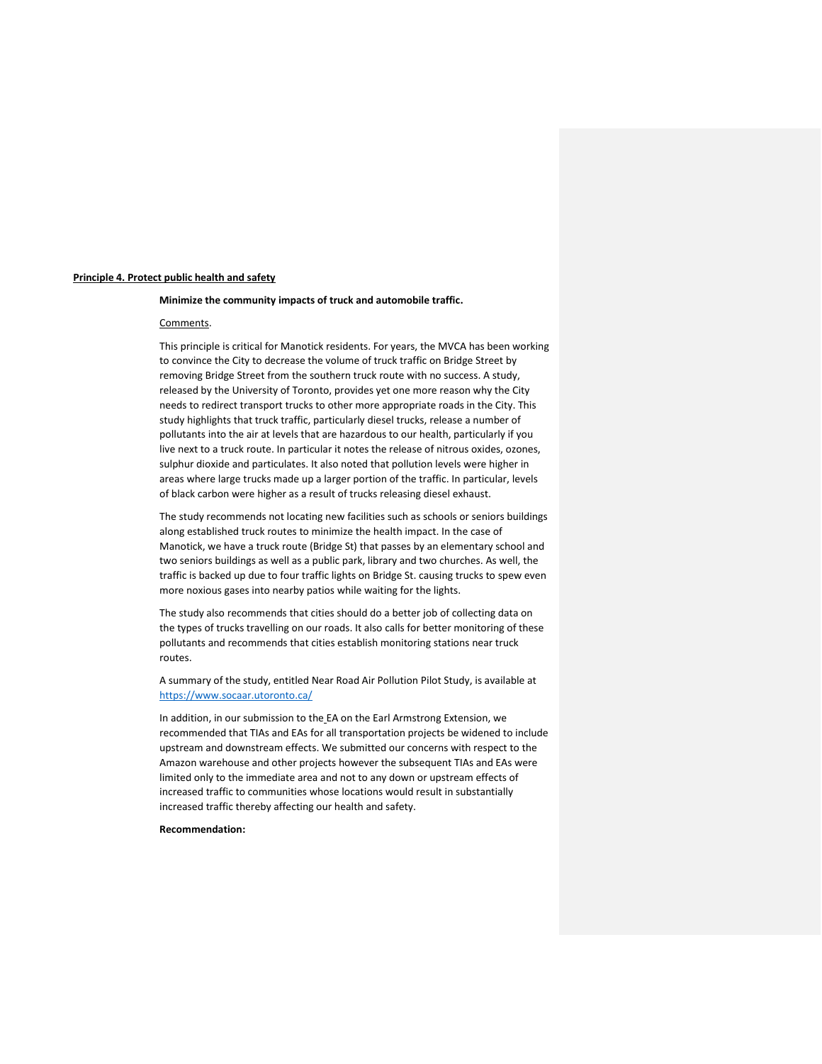**Principle 4. Protect public health and safety**

**Minimize the community impacts of truck and automobile traffic.**

Comments.

This principle is critical for Manotick residents. For years, the MVCA has been working to convince the City to decrease the volume of truck traffic on Bridge Street by removing Bridge Street from the southern truck route with no success. A study, released by the University of Toronto, provides yet one more reason why the City needs to redirect transport trucks to other more appropriate roads in the City. This study highlights that truck traffic, particularly diesel trucks, release a number of pollutants into the air at levels that are hazardous to our health, particularly if you live next to a truck route. In particular it notes the release of nitrous oxides, ozones, sulphur dioxide and particulates. It also noted that pollution levels were higher in areas where large trucks made up a larger portion of the traffic. In particular, levels of black carbon were higher as a result of trucks releasing diesel exhaust.

The study recommends not locating new facilities such as schools or seniors buildings along established truck routes to minimize the health impact. In the case of Manotick, we have a truck route (Bridge St) that passes by an elementary school and two seniors buildings as well as a public park, library and two churches. As well, the traffic is backed up due to four traffic lights on Bridge St. causing trucks to spew even more noxious gases into nearby patios while waiting for the lights.

The study also recommends that cities should do a better job of collecting data on the types of trucks travelling on our roads. It also calls for better monitoring of these pollutants and recommends that cities establish monitoring stations near truck routes.

A summary of the study, entitled Near Road Air Pollution Pilot Study, is available at [https://www.socaar.utoronto.ca/](https://www.socaar.utoronto.ca/)

In addition, in our submission to the EA on the Earl Armstrong Extension, we recommended that TIAs and EAs for all transportation projects be widened to include upstream and downstream effects. We submitted our concerns with respect to the Amazon warehouse and other projects however the subsequent TIAs and EAs were limited only to the immediate area and not to any down or upstream effects of increased traffic to communities whose locations would result in substantially increased traffic thereby affecting our health and safety.

**Recommendation:**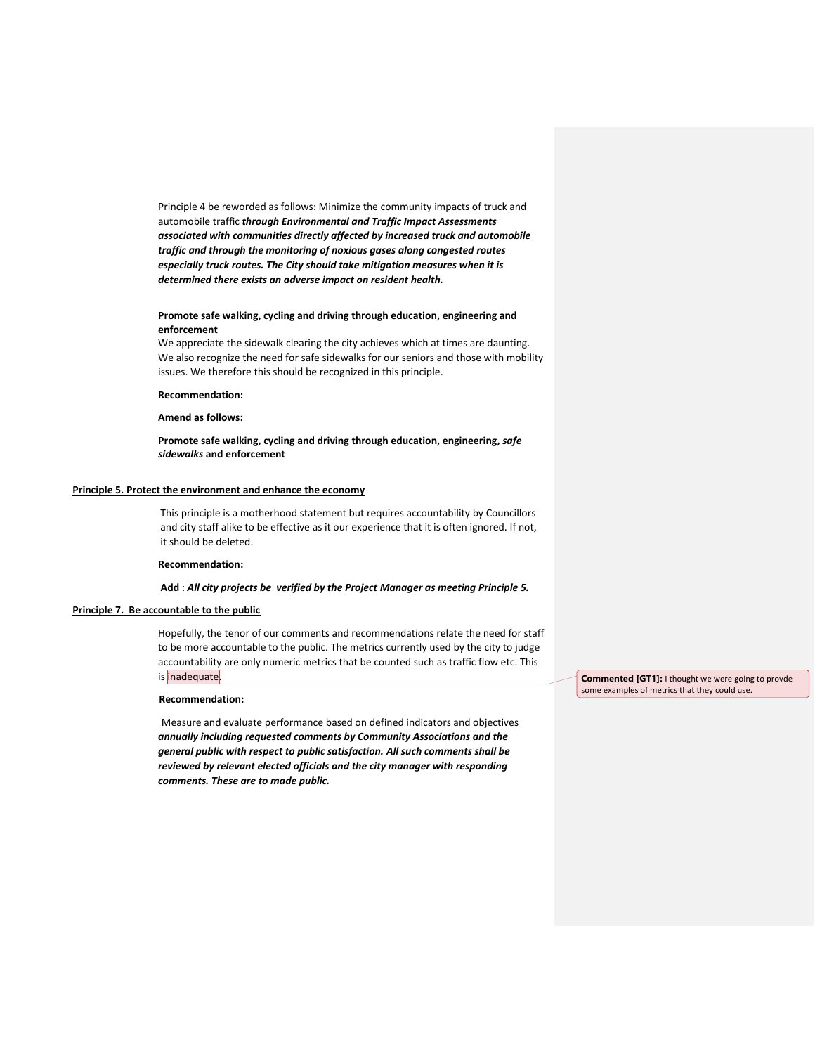Principle 4 be reworded as follows: Minimize the community impacts of truck and automobile traffic ***through Environmental and Traffic Impact Assessments associated with communities directly affected by increased truck and automobile traffic and through the monitoring of noxious gases along congested routes especially truck routes. The City should take mitigation measures when it is determined there exists an adverse impact on resident health.***

**Promote safe walking, cycling and driving through education, engineering and enforcement**

We appreciate the sidewalk clearing the city achieves which at times are daunting. We also recognize the need for safe sidewalks for our seniors and those with mobility issues. We therefore this should be recognized in this principle.

**Recommendation:**

**Amend as follows:**

**Promote safe walking, cycling and driving through education, engineering, *safe sidewalks* and enforcement**

**Principle 5. Protect the environment and enhance the economy**

This principle is a motherhood statement but requires accountability by Councillors and city staff alike to be effective as it our experience that it is often ignored. If not, it should be deleted.

**Recommendation:**

**Add** : ***All city projects be verified by the Project Manager as meeting Principle 5.***

**Principle 7. Be accountable to the public**

Hopefully, the tenor of our comments and recommendations relate the need for staff to be more accountable to the public. The metrics currently used by the city to judge accountability are only numeric metrics that be counted such as traffic flow etc. This is inadequate.

**Commented [GT1]:** I thought we were going to provde some examples of metrics that they could use.

**Recommendation:**

Measure and evaluate performance based on defined indicators and objectives ***annually including requested comments by Community Associations and the general public with respect to public satisfaction. All such comments shall be reviewed by relevant elected officials and the city manager with responding comments. These are to made public.***